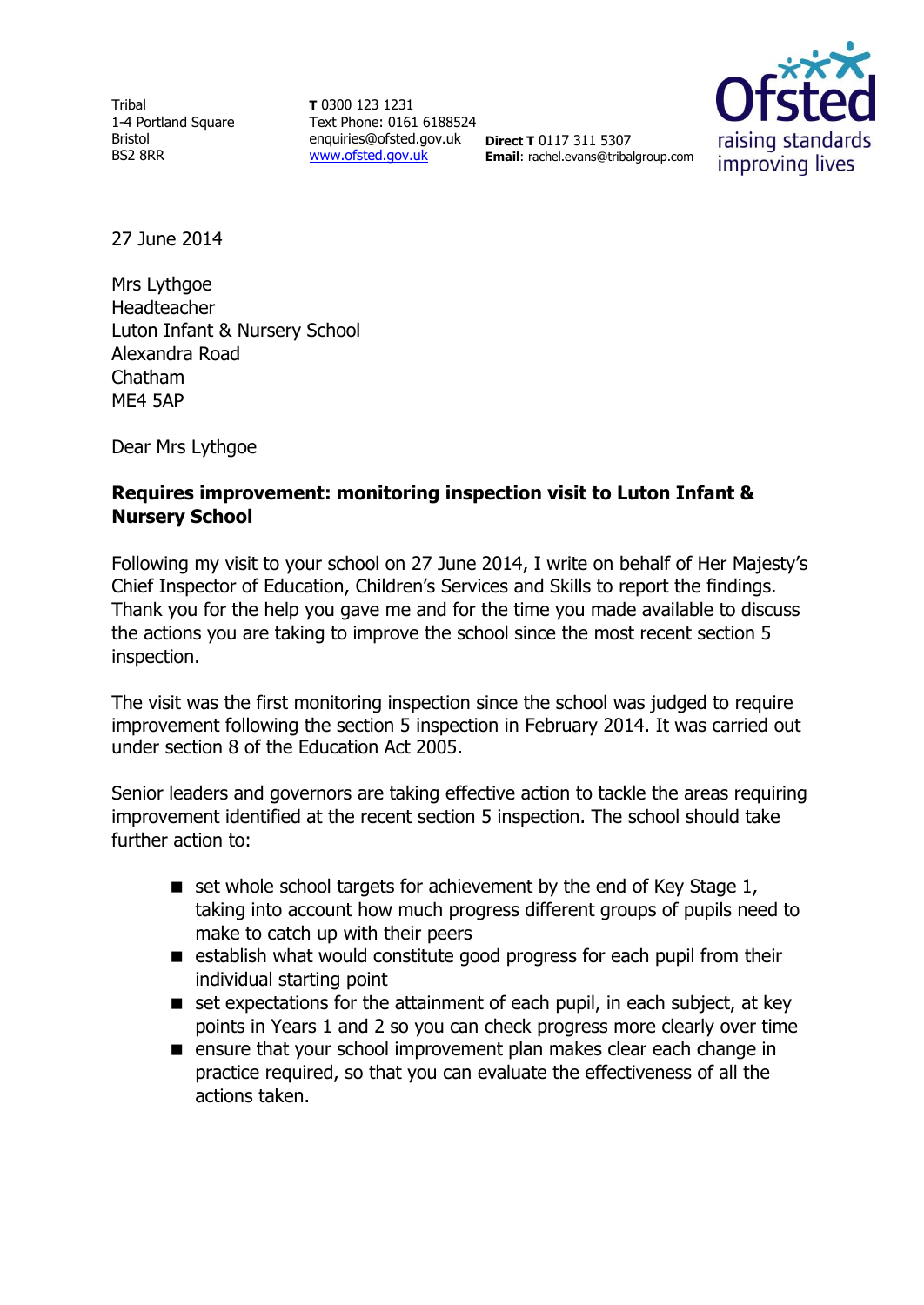Tribal
1-4 Portland Square
Bristol
BS2 8RR

**T** 0300 123 1231
Text Phone: 0161 6188524
enquiries@ofsted.gov.uk
www.ofsted.gov.uk

**Direct T** 0117 311 5307
**Email**: rachel.evans@tribalgroup.com

Ofsted
raising standards
improving lives

27 June 2014

Mrs Lythgoe
Headteacher
Luton Infant & Nursery School
Alexandra Road
Chatham
ME4 5AP

Dear Mrs Lythgoe

**Requires improvement: monitoring inspection visit to Luton Infant & Nursery School**

Following my visit to your school on 27 June 2014, I write on behalf of Her Majesty's Chief Inspector of Education, Children's Services and Skills to report the findings. Thank you for the help you gave me and for the time you made available to discuss the actions you are taking to improve the school since the most recent section 5 inspection.

The visit was the first monitoring inspection since the school was judged to require improvement following the section 5 inspection in February 2014. It was carried out under section 8 of the Education Act 2005.

Senior leaders and governors are taking effective action to tackle the areas requiring improvement identified at the recent section 5 inspection. The school should take further action to:

- set whole school targets for achievement by the end of Key Stage 1, taking into account how much progress different groups of pupils need to make to catch up with their peers
- establish what would constitute good progress for each pupil from their individual starting point
- set expectations for the attainment of each pupil, in each subject, at key points in Years 1 and 2 so you can check progress more clearly over time
- ensure that your school improvement plan makes clear each change in practice required, so that you can evaluate the effectiveness of all the actions taken.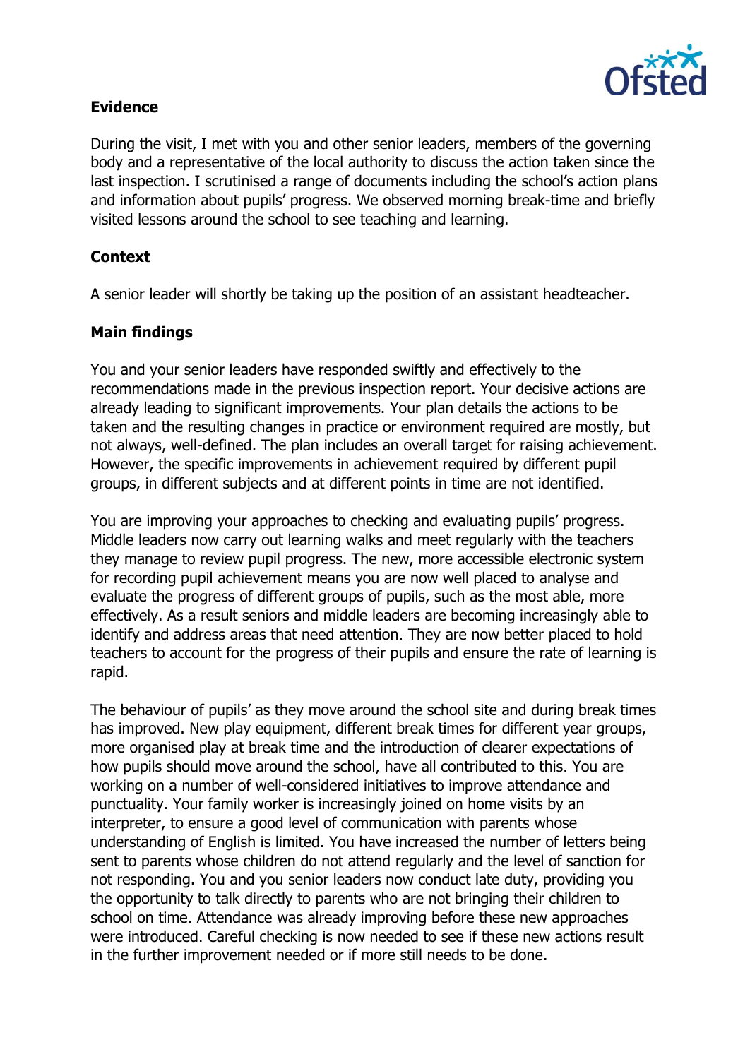## Evidence

During the visit, I met with you and other senior leaders, members of the governing body and a representative of the local authority to discuss the action taken since the last inspection. I scrutinised a range of documents including the school's action plans and information about pupils' progress. We observed morning break-time and briefly visited lessons around the school to see teaching and learning.

## Context

A senior leader will shortly be taking up the position of an assistant headteacher.

## Main findings

You and your senior leaders have responded swiftly and effectively to the recommendations made in the previous inspection report. Your decisive actions are already leading to significant improvements. Your plan details the actions to be taken and the resulting changes in practice or environment required are mostly, but not always, well-defined. The plan includes an overall target for raising achievement. However, the specific improvements in achievement required by different pupil groups, in different subjects and at different points in time are not identified.

You are improving your approaches to checking and evaluating pupils' progress. Middle leaders now carry out learning walks and meet regularly with the teachers they manage to review pupil progress. The new, more accessible electronic system for recording pupil achievement means you are now well placed to analyse and evaluate the progress of different groups of pupils, such as the most able, more effectively. As a result seniors and middle leaders are becoming increasingly able to identify and address areas that need attention. They are now better placed to hold teachers to account for the progress of their pupils and ensure the rate of learning is rapid.

The behaviour of pupils' as they move around the school site and during break times has improved. New play equipment, different break times for different year groups, more organised play at break time and the introduction of clearer expectations of how pupils should move around the school, have all contributed to this. You are working on a number of well-considered initiatives to improve attendance and punctuality. Your family worker is increasingly joined on home visits by an interpreter, to ensure a good level of communication with parents whose understanding of English is limited. You have increased the number of letters being sent to parents whose children do not attend regularly and the level of sanction for not responding. You and you senior leaders now conduct late duty, providing you the opportunity to talk directly to parents who are not bringing their children to school on time. Attendance was already improving before these new approaches were introduced. Careful checking is now needed to see if these new actions result in the further improvement needed or if more still needs to be done.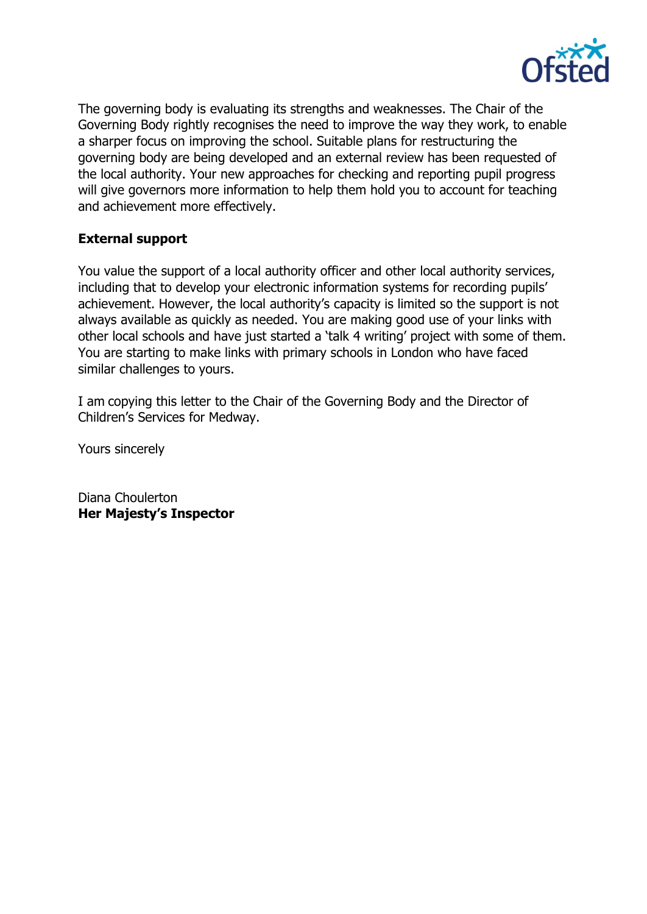The governing body is evaluating its strengths and weaknesses. The Chair of the Governing Body rightly recognises the need to improve the way they work, to enable a sharper focus on improving the school. Suitable plans for restructuring the governing body are being developed and an external review has been requested of the local authority. Your new approaches for checking and reporting pupil progress will give governors more information to help them hold you to account for teaching and achievement more effectively.

**External support**

You value the support of a local authority officer and other local authority services, including that to develop your electronic information systems for recording pupils' achievement. However, the local authority's capacity is limited so the support is not always available as quickly as needed. You are making good use of your links with other local schools and have just started a 'talk 4 writing' project with some of them. You are starting to make links with primary schools in London who have faced similar challenges to yours.

I am copying this letter to the Chair of the Governing Body and the Director of Children's Services for Medway.

Yours sincerely

Diana Choulerton
**Her Majesty's Inspector**